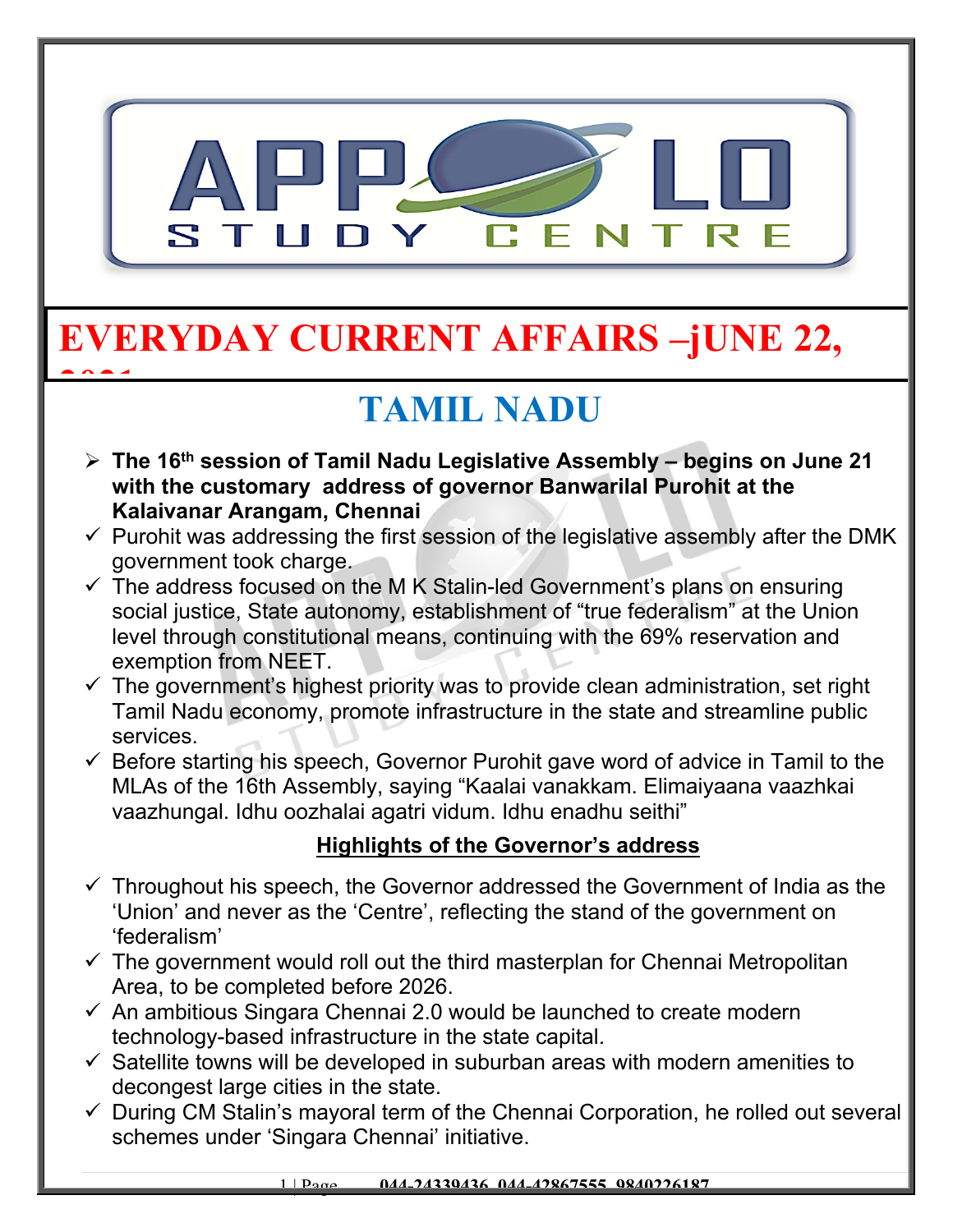# EVERYDAY CURRENT AFFAIRS –jUNE 22, 2021

## TAMIL NADU

- **The 16th session of Tamil Nadu Legislative Assembly – begins on June 21 with the customary address of governor Banwarilal Purohit at the Kalaivanar Arangam, Chennai**
- ✓ Purohit was addressing the first session of the legislative assembly after the DMK government took charge.
- ✓ The address focused on the M K Stalin-led Government's plans on ensuring social justice, State autonomy, establishment of "true federalism" at the Union level through constitutional means, continuing with the 69% reservation and exemption from NEET.
- ✓ The government's highest priority was to provide clean administration, set right Tamil Nadu economy, promote infrastructure in the state and streamline public services.
- ✓ Before starting his speech, Governor Purohit gave word of advice in Tamil to the MLAs of the 16th Assembly, saying "Kaalai vanakkam. Elimaiyaana vaazhkai vaazhungal. Idhu oozhalai agatri vidum. Idhu enadhu seithi"

**<u>Highlights of the Governor's address</u>**

- ✓ Throughout his speech, the Governor addressed the Government of India as the 'Union' and never as the 'Centre', reflecting the stand of the government on 'federalism'
- ✓ The government would roll out the third masterplan for Chennai Metropolitan Area, to be completed before 2026.
- ✓ An ambitious Singara Chennai 2.0 would be launched to create modern technology-based infrastructure in the state capital.
- ✓ Satellite towns will be developed in suburban areas with modern amenities to decongest large cities in the state.
- ✓ During CM Stalin's mayoral term of the Chennai Corporation, he rolled out several schemes under 'Singara Chennai' initiative.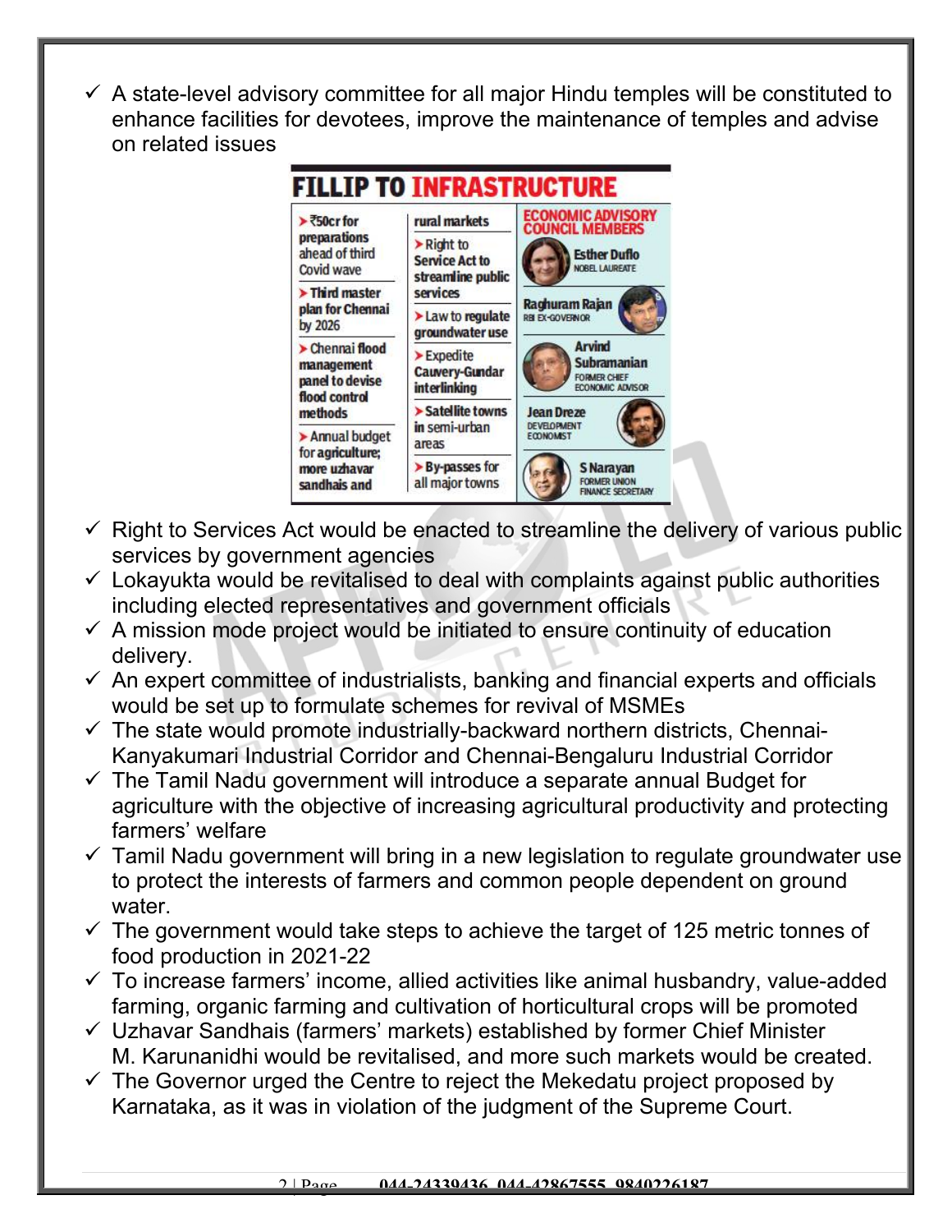- ✓ A state-level advisory committee for all major Hindu temples will be constituted to enhance facilities for devotees, improve the maintenance of temples and advise on related issues

## FILLIP TO INFRASTRUCTURE

- ₹50cr for preparations ahead of third Covid wave
- Third master plan for Chennai by 2026
- Chennai flood management panel to devise flood control methods
- Annual budget for agriculture; more uzhavar sandhais and rural markets
- Right to Service Act to streamline public services
- Law to regulate groundwater use
- Expedite Cauvery-Gundar interlinking
- Satellite towns in semi-urban areas
- By-passes for all major towns

**ECONOMIC ADVISORY COUNCIL MEMBERS**

- Esther Duflo – NOBEL LAUREATE
- Raghuram Rajan – RBI EX-GOVERNOR
- Arvind Subramanian – FORMER CHIEF ECONOMIC ADVISOR
- Jean Dreze – DEVELOPMENT ECONOMIST
- S Narayan – FORMER UNION FINANCE SECRETARY

- ✓ Right to Services Act would be enacted to streamline the delivery of various public services by government agencies
- ✓ Lokayukta would be revitalised to deal with complaints against public authorities including elected representatives and government officials
- ✓ A mission mode project would be initiated to ensure continuity of education delivery.
- ✓ An expert committee of industrialists, banking and financial experts and officials would be set up to formulate schemes for revival of MSMEs
- ✓ The state would promote industrially-backward northern districts, Chennai-Kanyakumari Industrial Corridor and Chennai-Bengaluru Industrial Corridor
- ✓ The Tamil Nadu government will introduce a separate annual Budget for agriculture with the objective of increasing agricultural productivity and protecting farmers' welfare
- ✓ Tamil Nadu government will bring in a new legislation to regulate groundwater use to protect the interests of farmers and common people dependent on ground water.
- ✓ The government would take steps to achieve the target of 125 metric tonnes of food production in 2021-22
- ✓ To increase farmers' income, allied activities like animal husbandry, value-added farming, organic farming and cultivation of horticultural crops will be promoted
- ✓ Uzhavar Sandhais (farmers' markets) established by former Chief Minister M. Karunanidhi would be revitalised, and more such markets would be created.
- ✓ The Governor urged the Centre to reject the Mekedatu project proposed by Karnataka, as it was in violation of the judgment of the Supreme Court.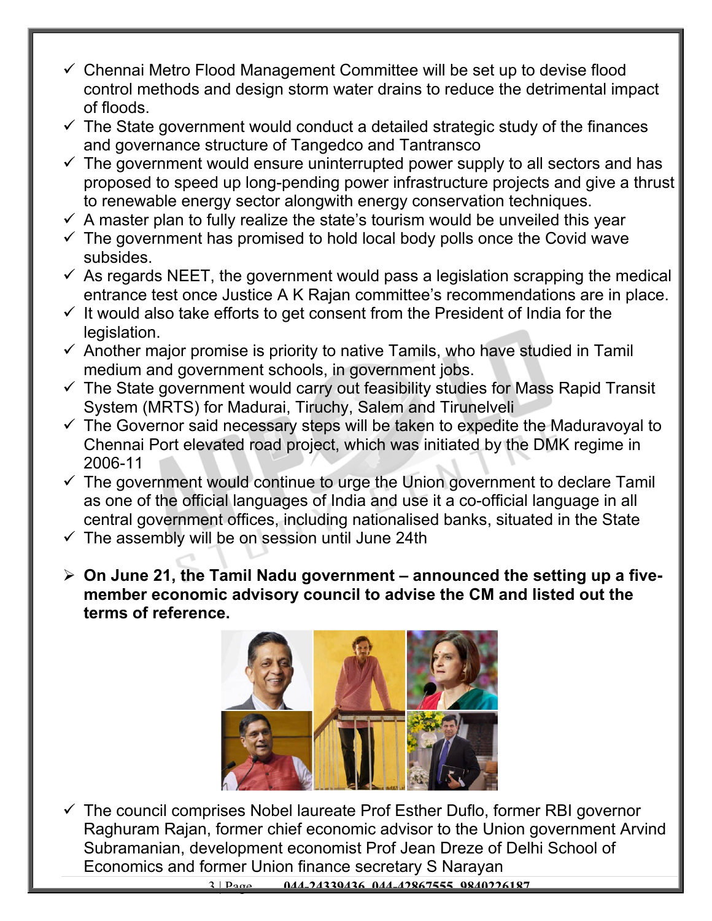- ✓ Chennai Metro Flood Management Committee will be set up to devise flood control methods and design storm water drains to reduce the detrimental impact of floods.
- ✓ The State government would conduct a detailed strategic study of the finances and governance structure of Tangedco and Tantransco
- ✓ The government would ensure uninterrupted power supply to all sectors and has proposed to speed up long-pending power infrastructure projects and give a thrust to renewable energy sector alongwith energy conservation techniques.
- ✓ A master plan to fully realize the state's tourism would be unveiled this year
- ✓ The government has promised to hold local body polls once the Covid wave subsides.
- ✓ As regards NEET, the government would pass a legislation scrapping the medical entrance test once Justice A K Rajan committee's recommendations are in place.
- ✓ It would also take efforts to get consent from the President of India for the legislation.
- ✓ Another major promise is priority to native Tamils, who have studied in Tamil medium and government schools, in government jobs.
- ✓ The State government would carry out feasibility studies for Mass Rapid Transit System (MRTS) for Madurai, Tiruchy, Salem and Tirunelveli
- ✓ The Governor said necessary steps will be taken to expedite the Maduravoyal to Chennai Port elevated road project, which was initiated by the DMK regime in 2006-11
- ✓ The government would continue to urge the Union government to declare Tamil as one of the official languages of India and use it a co-official language in all central government offices, including nationalised banks, situated in the State
- ✓ The assembly will be on session until June 24th

- **On June 21, the Tamil Nadu government – announced the setting up a five-member economic advisory council to advise the CM and listed out the terms of reference.**

- ✓ The council comprises Nobel laureate Prof Esther Duflo, former RBI governor Raghuram Rajan, former chief economic advisor to the Union government Arvind Subramanian, development economist Prof Jean Dreze of Delhi School of Economics and former Union finance secretary S Narayan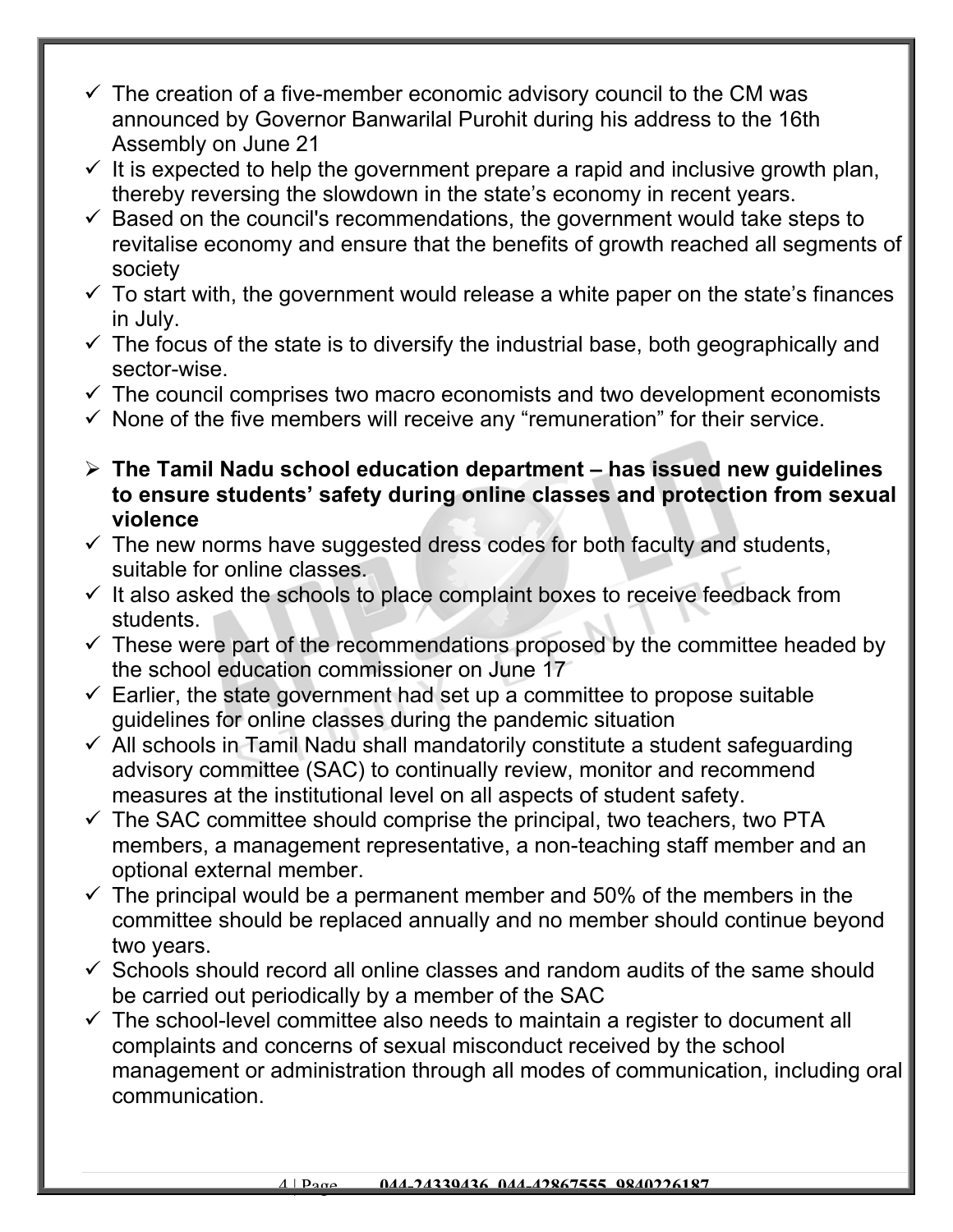- The creation of a five-member economic advisory council to the CM was announced by Governor Banwarilal Purohit during his address to the 16th Assembly on June 21
- It is expected to help the government prepare a rapid and inclusive growth plan, thereby reversing the slowdown in the state's economy in recent years.
- Based on the council's recommendations, the government would take steps to revitalise economy and ensure that the benefits of growth reached all segments of society
- To start with, the government would release a white paper on the state's finances in July.
- The focus of the state is to diversify the industrial base, both geographically and sector-wise.
- The council comprises two macro economists and two development economists
- None of the five members will receive any "remuneration" for their service.

- **The Tamil Nadu school education department – has issued new guidelines to ensure students' safety during online classes and protection from sexual violence**
  - The new norms have suggested dress codes for both faculty and students, suitable for online classes.
  - It also asked the schools to place complaint boxes to receive feedback from students.
  - These were part of the recommendations proposed by the committee headed by the school education commissioner on June 17
  - Earlier, the state government had set up a committee to propose suitable guidelines for online classes during the pandemic situation
  - All schools in Tamil Nadu shall mandatorily constitute a student safeguarding advisory committee (SAC) to continually review, monitor and recommend measures at the institutional level on all aspects of student safety.
  - The SAC committee should comprise the principal, two teachers, two PTA members, a management representative, a non-teaching staff member and an optional external member.
  - The principal would be a permanent member and 50% of the members in the committee should be replaced annually and no member should continue beyond two years.
  - Schools should record all online classes and random audits of the same should be carried out periodically by a member of the SAC
  - The school-level committee also needs to maintain a register to document all complaints and concerns of sexual misconduct received by the school management or administration through all modes of communication, including oral communication.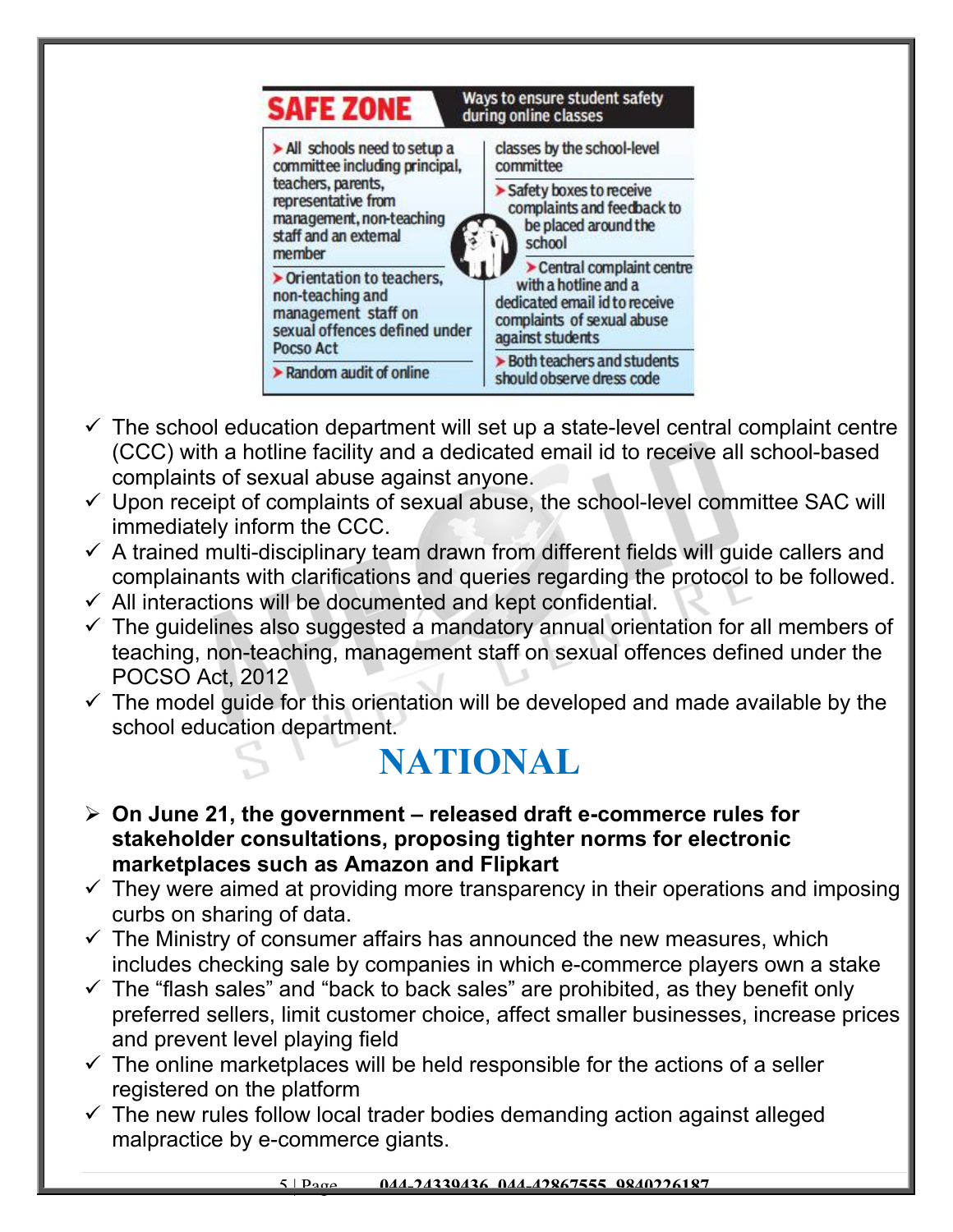**SAFE ZONE** — Ways to ensure student safety during online classes

- All schools need to setup a committee including principal, teachers, parents, representative from management, non-teaching staff and an external member
- Orientation to teachers, non-teaching and management staff on sexual offences defined under Pocso Act
- Random audit of online classes by the school-level committee
- Safety boxes to receive complaints and feedback to be placed around the school
- Central complaint centre with a hotline and a dedicated email id to receive complaints of sexual abuse against students
- Both teachers and students should observe dress code

- ✓ The school education department will set up a state-level central complaint centre (CCC) with a hotline facility and a dedicated email id to receive all school-based complaints of sexual abuse against anyone.
- ✓ Upon receipt of complaints of sexual abuse, the school-level committee SAC will immediately inform the CCC.
- ✓ A trained multi-disciplinary team drawn from different fields will guide callers and complainants with clarifications and queries regarding the protocol to be followed.
- ✓ All interactions will be documented and kept confidential.
- ✓ The guidelines also suggested a mandatory annual orientation for all members of teaching, non-teaching, management staff on sexual offences defined under the POCSO Act, 2012
- ✓ The model guide for this orientation will be developed and made available by the school education department.

# NATIONAL

- **On June 21, the government – released draft e-commerce rules for stakeholder consultations, proposing tighter norms for electronic marketplaces such as Amazon and Flipkart**
- ✓ They were aimed at providing more transparency in their operations and imposing curbs on sharing of data.
- ✓ The Ministry of consumer affairs has announced the new measures, which includes checking sale by companies in which e-commerce players own a stake
- ✓ The "flash sales" and "back to back sales" are prohibited, as they benefit only preferred sellers, limit customer choice, affect smaller businesses, increase prices and prevent level playing field
- ✓ The online marketplaces will be held responsible for the actions of a seller registered on the platform
- ✓ The new rules follow local trader bodies demanding action against alleged malpractice by e-commerce giants.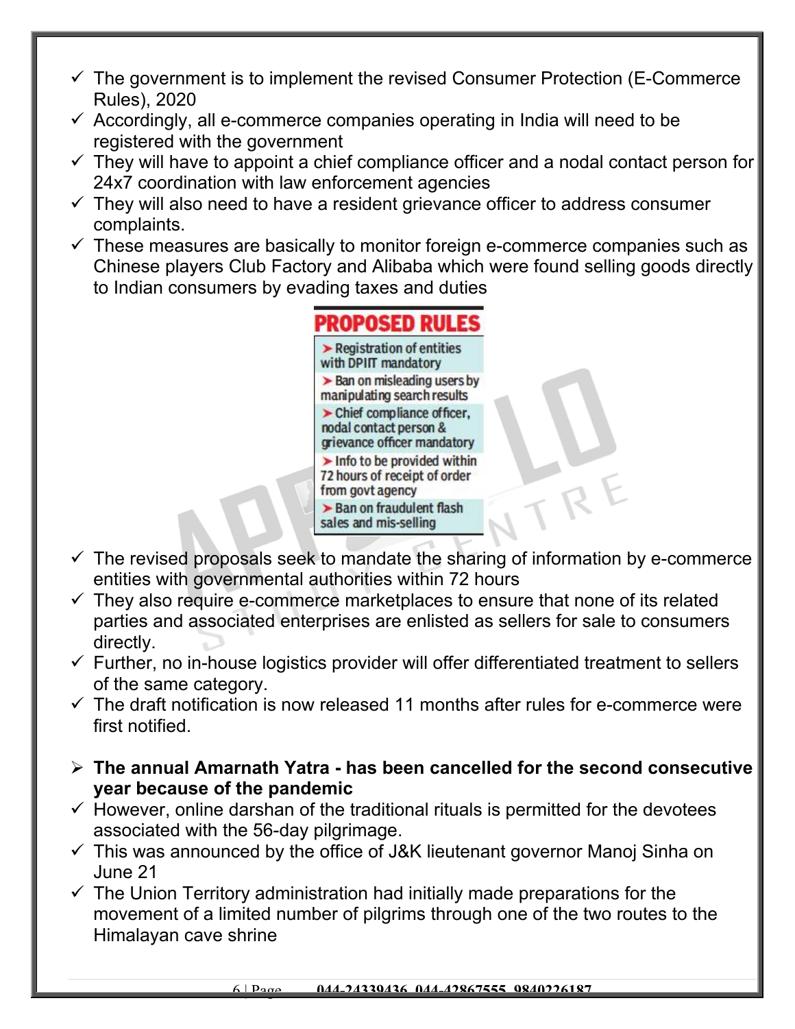- ✓ The government is to implement the revised Consumer Protection (E-Commerce Rules), 2020
- ✓ Accordingly, all e-commerce companies operating in India will need to be registered with the government
- ✓ They will have to appoint a chief compliance officer and a nodal contact person for 24x7 coordination with law enforcement agencies
- ✓ They will also need to have a resident grievance officer to address consumer complaints.
- ✓ These measures are basically to monitor foreign e-commerce companies such as Chinese players Club Factory and Alibaba which were found selling goods directly to Indian consumers by evading taxes and duties

**PROPOSED RULES**

- ➤ Registration of entities with DPIIT mandatory
- ➤ Ban on misleading users by manipulating search results
- ➤ Chief compliance officer, nodal contact person & grievance officer mandatory
- ➤ Info to be provided within 72 hours of receipt of order from govt agency
- ➤ Ban on fraudulent flash sales and mis-selling

- ✓ The revised proposals seek to mandate the sharing of information by e-commerce entities with governmental authorities within 72 hours
- ✓ They also require e-commerce marketplaces to ensure that none of its related parties and associated enterprises are enlisted as sellers for sale to consumers directly.
- ✓ Further, no in-house logistics provider will offer differentiated treatment to sellers of the same category.
- ✓ The draft notification is now released 11 months after rules for e-commerce were first notified.

- ➤ **The annual Amarnath Yatra - has been cancelled for the second consecutive year because of the pandemic**
- ✓ However, online darshan of the traditional rituals is permitted for the devotees associated with the 56-day pilgrimage.
- ✓ This was announced by the office of J&K lieutenant governor Manoj Sinha on June 21
- ✓ The Union Territory administration had initially made preparations for the movement of a limited number of pilgrims through one of the two routes to the Himalayan cave shrine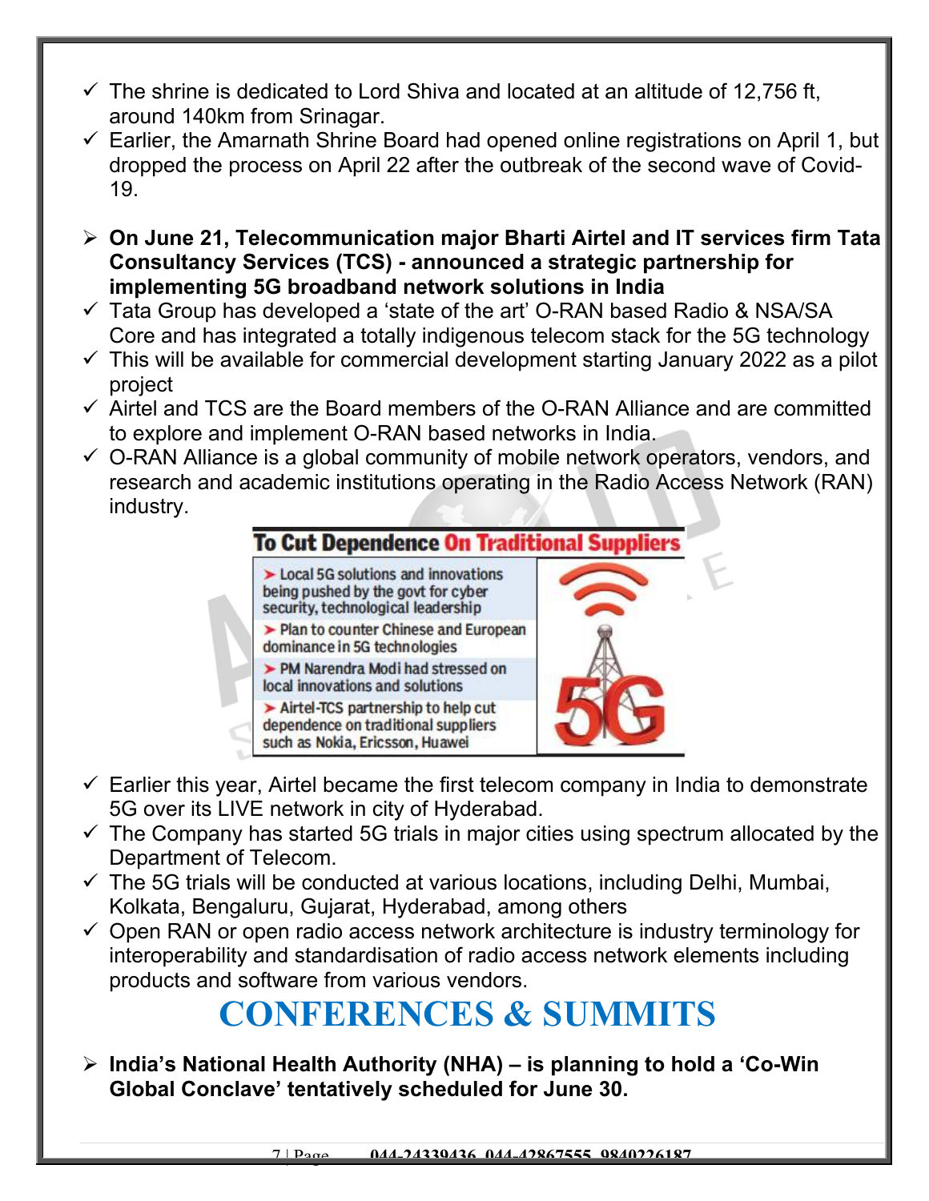- ✓ The shrine is dedicated to Lord Shiva and located at an altitude of 12,756 ft, around 140km from Srinagar.
- ✓ Earlier, the Amarnath Shrine Board had opened online registrations on April 1, but dropped the process on April 22 after the outbreak of the second wave of Covid-19.

➢ **On June 21, Telecommunication major Bharti Airtel and IT services firm Tata Consultancy Services (TCS) - announced a strategic partnership for implementing 5G broadband network solutions in India**

- ✓ Tata Group has developed a 'state of the art' O-RAN based Radio & NSA/SA Core and has integrated a totally indigenous telecom stack for the 5G technology
- ✓ This will be available for commercial development starting January 2022 as a pilot project
- ✓ Airtel and TCS are the Board members of the O-RAN Alliance and are committed to explore and implement O-RAN based networks in India.
- ✓ O-RAN Alliance is a global community of mobile network operators, vendors, and research and academic institutions operating in the Radio Access Network (RAN) industry.

**To Cut Dependence On Traditional Suppliers**

- Local 5G solutions and innovations being pushed by the govt for cyber security, technological leadership
- Plan to counter Chinese and European dominance in 5G technologies
- PM Narendra Modi had stressed on local innovations and solutions
- Airtel-TCS partnership to help cut dependence on traditional suppliers such as Nokia, Ericsson, Huawei

- ✓ Earlier this year, Airtel became the first telecom company in India to demonstrate 5G over its LIVE network in city of Hyderabad.
- ✓ The Company has started 5G trials in major cities using spectrum allocated by the Department of Telecom.
- ✓ The 5G trials will be conducted at various locations, including Delhi, Mumbai, Kolkata, Bengaluru, Gujarat, Hyderabad, among others
- ✓ Open RAN or open radio access network architecture is industry terminology for interoperability and standardisation of radio access network elements including products and software from various vendors.

# CONFERENCES & SUMMITS

➢ **India's National Health Authority (NHA) – is planning to hold a 'Co-Win Global Conclave' tentatively scheduled for June 30.**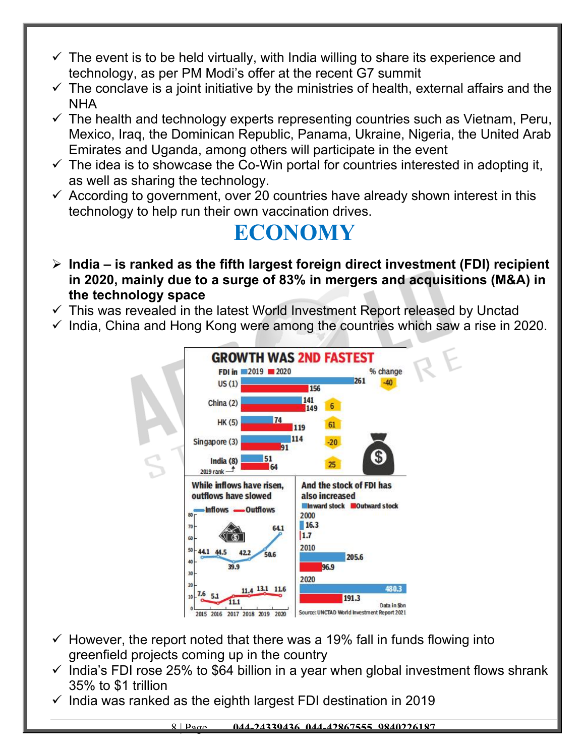- ✓ The event is to be held virtually, with India willing to share its experience and technology, as per PM Modi's offer at the recent G7 summit
- ✓ The conclave is a joint initiative by the ministries of health, external affairs and the NHA
- ✓ The health and technology experts representing countries such as Vietnam, Peru, Mexico, Iraq, the Dominican Republic, Panama, Ukraine, Nigeria, the United Arab Emirates and Uganda, among others will participate in the event
- ✓ The idea is to showcase the Co-Win portal for countries interested in adopting it, as well as sharing the technology.
- ✓ According to government, over 20 countries have already shown interest in this technology to help run their own vaccination drives.

# ECONOMY

- ➢ **India – is ranked as the fifth largest foreign direct investment (FDI) recipient in 2020, mainly due to a surge of 83% in mergers and acquisitions (M&A) in the technology space**
- ✓ This was revealed in the latest World Investment Report released by Unctad
- ✓ India, China and Hong Kong were among the countries which saw a rise in 2020.

**GROWTH WAS 2ND FASTEST**

| FDI in | 2019 | 2020 | % change |
|---|---|---|---|
| US (1) | 261 | 156 | -40 |
| China (2) | 141 | 149 | 6 |
| HK (5) | 74 | 119 | 61 |
| Singapore (3) | 114 | 91 | -20 |
| India (8) | 51 | 64 | 25 |

2019 rank

**While inflows have risen, outflows have slowed**

| | 2015 | 2016 | 2017 | 2018 | 2019 | 2020 |
|---|---|---|---|---|---|---|
| Inflows | 44.1 | 44.5 | 39.9 | 42.2 | 50.6 | 64.1 |
| Outflows | 7.6 | 5.1 | 11.1 | 11.4 | 13.1 | 11.6 |

**And the stock of FDI has also increased**

| | Inward stock | Outward stock |
|---|---|---|
| 2000 | 16.3 | 1.7 |
| 2010 | 205.6 | 96.9 |
| 2020 | 480.3 | 191.3 |

Data in $bn

Source: UNCTAD World Investment Report 2021

- ✓ However, the report noted that there was a 19% fall in funds flowing into greenfield projects coming up in the country
- ✓ India's FDI rose 25% to $64 billion in a year when global investment flows shrank 35% to $1 trillion
- ✓ India was ranked as the eighth largest FDI destination in 2019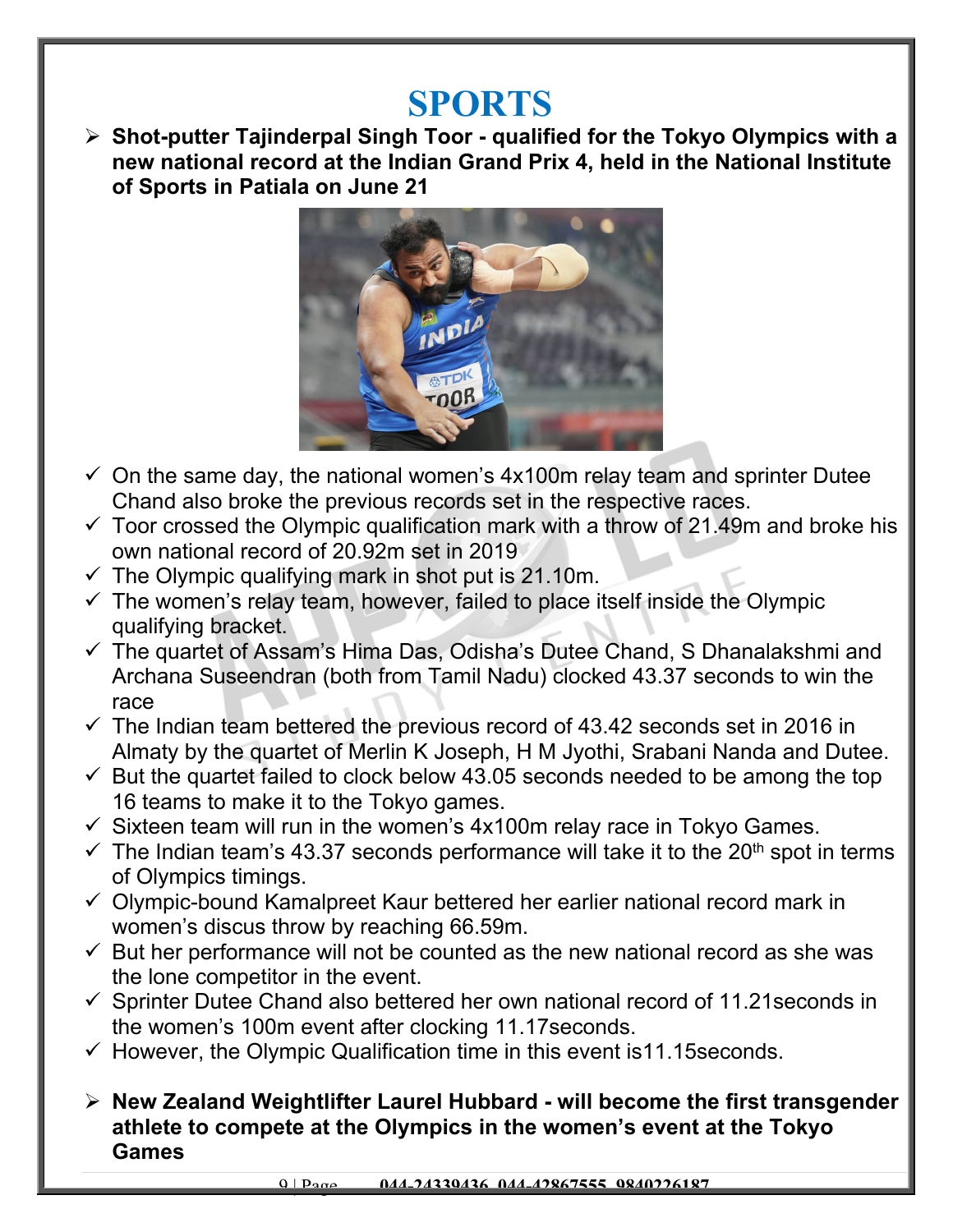# SPORTS

- **Shot-putter Tajinderpal Singh Toor - qualified for the Tokyo Olympics with a new national record at the Indian Grand Prix 4, held in the National Institute of Sports in Patiala on June 21**

- ✓ On the same day, the national women's 4x100m relay team and sprinter Dutee Chand also broke the previous records set in the respective races.
- ✓ Toor crossed the Olympic qualification mark with a throw of 21.49m and broke his own national record of 20.92m set in 2019
- ✓ The Olympic qualifying mark in shot put is 21.10m.
- ✓ The women's relay team, however, failed to place itself inside the Olympic qualifying bracket.
- ✓ The quartet of Assam's Hima Das, Odisha's Dutee Chand, S Dhanalakshmi and Archana Suseendran (both from Tamil Nadu) clocked 43.37 seconds to win the race
- ✓ The Indian team bettered the previous record of 43.42 seconds set in 2016 in Almaty by the quartet of Merlin K Joseph, H M Jyothi, Srabani Nanda and Dutee.
- ✓ But the quartet failed to clock below 43.05 seconds needed to be among the top 16 teams to make it to the Tokyo games.
- ✓ Sixteen team will run in the women's 4x100m relay race in Tokyo Games.
- ✓ The Indian team's 43.37 seconds performance will take it to the 20th spot in terms of Olympics timings.
- ✓ Olympic-bound Kamalpreet Kaur bettered her earlier national record mark in women's discus throw by reaching 66.59m.
- ✓ But her performance will not be counted as the new national record as she was the lone competitor in the event.
- ✓ Sprinter Dutee Chand also bettered her own national record of 11.21seconds in the women's 100m event after clocking 11.17seconds.
- ✓ However, the Olympic Qualification time in this event is11.15seconds.

- **New Zealand Weightlifter Laurel Hubbard - will become the first transgender athlete to compete at the Olympics in the women's event at the Tokyo Games**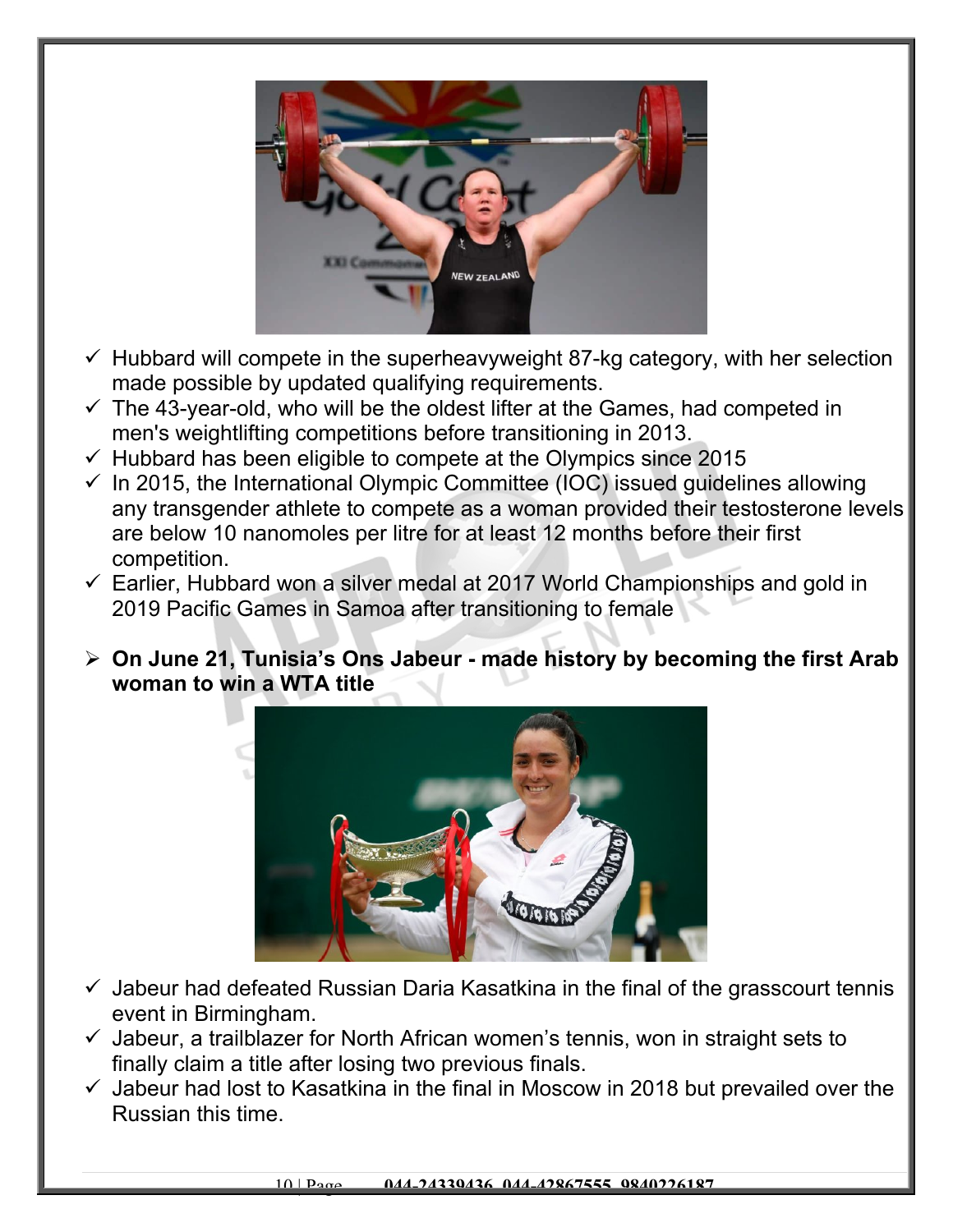- ✓ Hubbard will compete in the superheavyweight 87-kg category, with her selection made possible by updated qualifying requirements.
- ✓ The 43-year-old, who will be the oldest lifter at the Games, had competed in men's weightlifting competitions before transitioning in 2013.
- ✓ Hubbard has been eligible to compete at the Olympics since 2015
- ✓ In 2015, the International Olympic Committee (IOC) issued guidelines allowing any transgender athlete to compete as a woman provided their testosterone levels are below 10 nanomoles per litre for at least 12 months before their first competition.
- ✓ Earlier, Hubbard won a silver medal at 2017 World Championships and gold in 2019 Pacific Games in Samoa after transitioning to female

- **On June 21, Tunisia's Ons Jabeur - made history by becoming the first Arab woman to win a WTA title**

- ✓ Jabeur had defeated Russian Daria Kasatkina in the final of the grasscourt tennis event in Birmingham.
- ✓ Jabeur, a trailblazer for North African women's tennis, won in straight sets to finally claim a title after losing two previous finals.
- ✓ Jabeur had lost to Kasatkina in the final in Moscow in 2018 but prevailed over the Russian this time.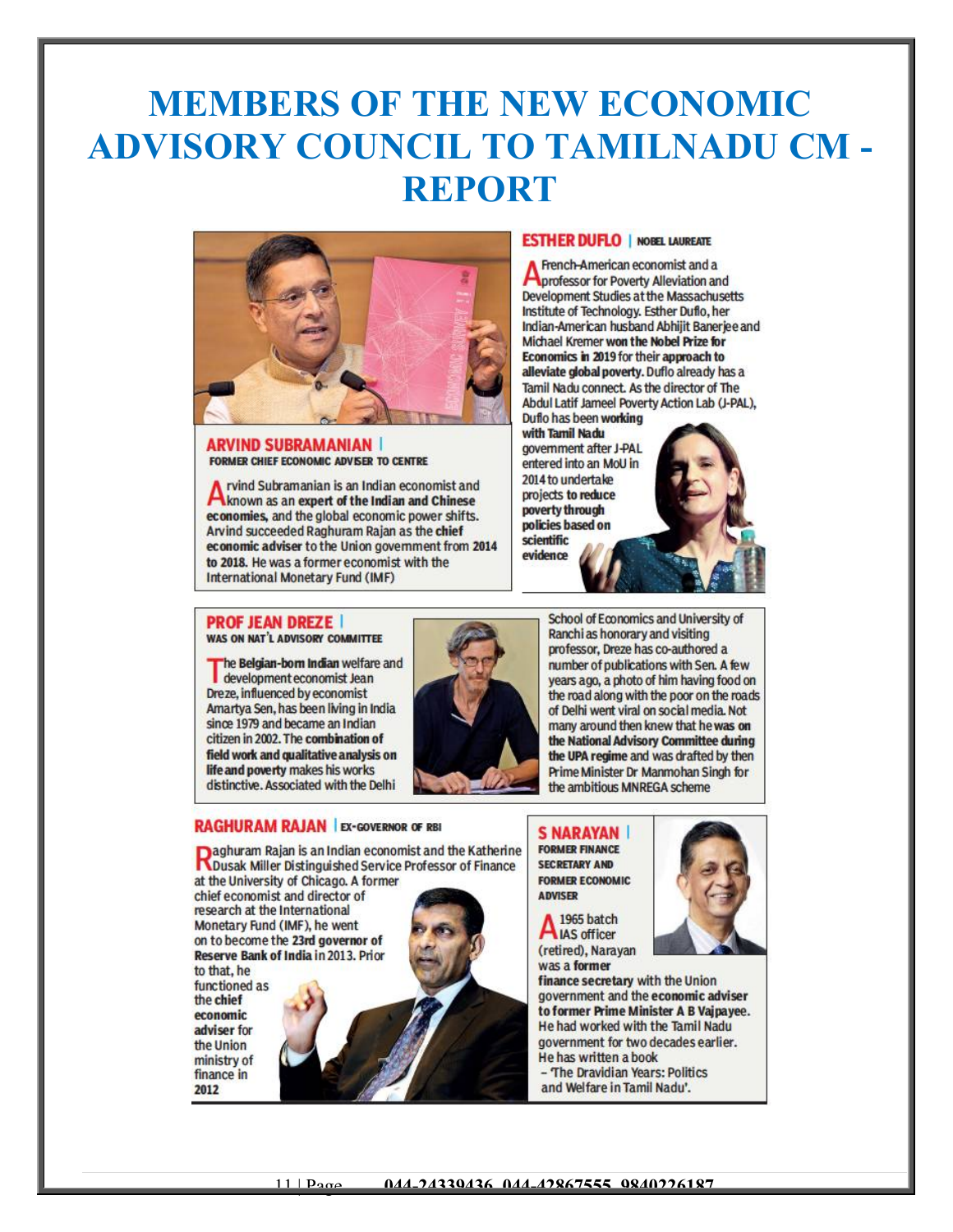# MEMBERS OF THE NEW ECONOMIC ADVISORY COUNCIL TO TAMILNADU CM - REPORT

## ARVIND SUBRAMANIAN | FORMER CHIEF ECONOMIC ADVISER TO CENTRE

Arvind Subramanian is an Indian economist and known as an **expert of the Indian and Chinese economies**, and the global economic power shifts. Arvind succeeded Raghuram Rajan as the **chief economic adviser** to the Union government from **2014 to 2018.** He was a former economist with the International Monetary Fund (IMF)

## ESTHER DUFLO | NOBEL LAUREATE

A French-American economist and a professor for Poverty Alleviation and Development Studies at the Massachusetts Institute of Technology. Esther Duflo, her Indian-American husband Abhijit Banerjee and Michael Kremer **won the Nobel Prize for Economics in 2019** for their **approach to alleviate global poverty.** Duflo already has a Tamil Nadu connect. As the director of The Abdul Latif Jameel Poverty Action Lab (J-PAL), Duflo has been **working with Tamil Nadu** government after J-PAL entered into an MoU in 2014 to undertake projects **to reduce poverty through policies based on scientific evidence**

## PROF JEAN DREZE | WAS ON NAT'L ADVISORY COMMITTEE

The **Belgian-born Indian** welfare and development economist Jean Dreze, influenced by economist Amartya Sen, has been living in India since 1979 and became an Indian citizen in 2002. The **combination of field work and qualitative analysis on life and poverty** makes his works distinctive. Associated with the Delhi School of Economics and University of Ranchi as honorary and visiting professor, Dreze has co-authored a number of publications with Sen. A few years ago, a photo of him having food on the road along with the poor on the roads of Delhi went viral on social media. Not many around then knew that he **was on the National Advisory Committee during the UPA regime** and was drafted by then Prime Minister Dr Manmohan Singh for the ambitious MNREGA scheme

## RAGHURAM RAJAN | EX-GOVERNOR OF RBI

Raghuram Rajan is an Indian economist and the Katherine Dusak Miller Distinguished Service Professor of Finance at the University of Chicago. A former chief economist and director of research at the International Monetary Fund (IMF), he went on to become the **23rd governor of Reserve Bank of India** in 2013. Prior to that, he functioned as the **chief economic adviser** for the Union ministry of finance in **2012**

## S NARAYAN | FORMER FINANCE SECRETARY AND FORMER ECONOMIC ADVISER

A 1965 batch IAS officer (retired), Narayan was a **former finance secretary** with the Union government and the **economic adviser to former Prime Minister A B Vajpayee.** He had worked with the Tamil Nadu government for two decades earlier. He has written a book – 'The Dravidian Years: Politics and Welfare in Tamil Nadu'.